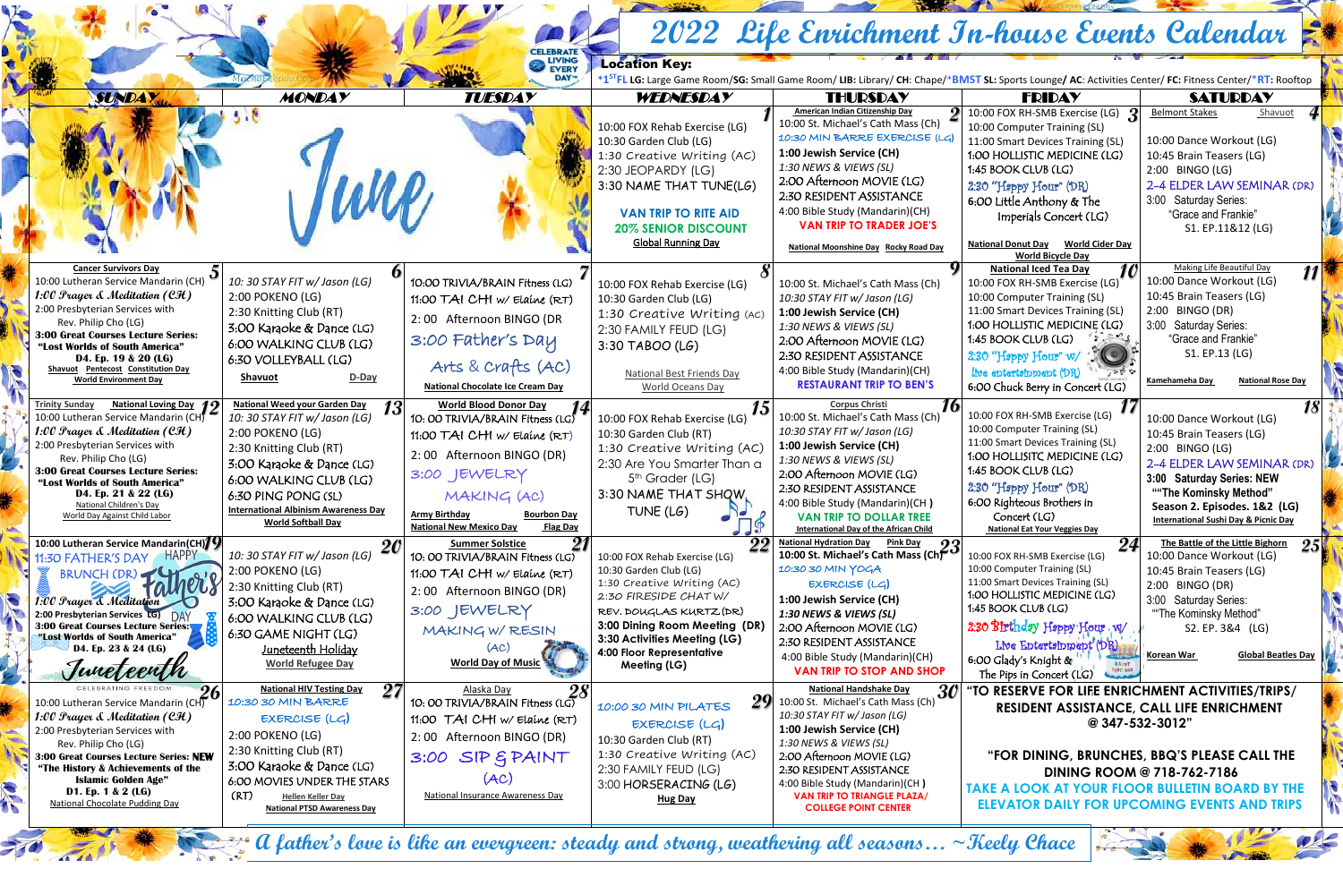# 2022 Life Enrichment In-house Events Calendar

**Location Key:** *1ST FL LG: Large Game Room/SG: Small Game Room/ LIB: Library/ CH: Chapel/*BMST SL: Sports Lounge/ AC: Activities Center/ FC: Fitness Center/*RT: Rooftop

## June

| SUNDAY | MONDAY | TUESDAY | WEDNESDAY | THURSDAY | FRIDAY | SATURDAY |
|---|---|---|---|---|---|---|
| | | | **1**<br>10:00 FOX Rehab Exercise (LG)<br>10:30 Garden Club (LG)<br>1:30 Creative Writing (AC)<br>2:30 JEOPARDY (LG)<br>3:30 NAME THAT TUNE(LG)<br>**VAN TRIP TO RITE AID**<br>**20% SENIOR DISCOUNT**<br>Global Running Day | **2**<br>American Indian Citizenship Day<br>10:00 St. Michael's Cath Mass (Ch)<br>10:30 MIN BARRE EXERCISE (LG)<br>**1:00 Jewish Service (CH)**<br>*1:30 NEWS & VIEWS (SL)*<br>2:00 Afternoon MOVIE (LG)<br>2:30 RESIDENT ASSISTANCE<br>4:00 Bible Study (Mandarin)(CH)<br>**VAN TRIP TO TRADER JOE'S**<br>National Moonshine Day  Rocky Road Day | **3**<br>10:00 FOX RH-SMB Exercise (LG)<br>10:00 Computer Training (SL)<br>11:00 Smart Devices Training (SL)<br>1:00 HOLLISTIC MEDICINE (LG)<br>1:45 BOOK CLUB (LG)<br>2:30 "Happy Hour" (DR)<br>6:00 Little Anthony & The Imperials Concert (LG)<br>National Donut Day  World Cider Day  World Bicycle Day | **4**<br>Belmont Stakes  Shavuot<br>10:00 Dance Workout (LG)<br>10:45 Brain Teasers (LG)<br>2:00 BINGO (LG)<br>2-4 ELDER LAW SEMINAR (DR)<br>3:00 Saturday Series: "Grace and Frankie" S1. EP.11&12 (LG) |
| **5**<br>Cancer Survivors Day<br>10:00 Lutheran Service Mandarin (CH)<br>*1:00 Prayer & Meditation (CH)*<br>2:00 Presbyterian Services with Rev. Philip Cho (LG)<br>**3:00 Great Courses Lecture Series: "Lost Worlds of South America" D4. Ep. 19 & 20 (LG)**<br>Shavuot  Pentecost  Constitution Day<br>World Environment Day | **6**<br>*10: 30 STAY FIT w/ Jason (LG)*<br>2:00 POKENO (LG)<br>2:30 Knitting Club (RT)<br>3:00 Karaoke & Dance (LG)<br>6:00 WALKING CLUB (LG)<br>6:30 VOLLEYBALL (LG)<br>Shavuot  D-Day | **7**<br>10:00 TRIVIA/BRAIN Fitness (LG)<br>11:00 TAI CHI w/ Elaine (RT)<br>2: 00 Afternoon BINGO (DR<br>3:00 Father's Day Arts & Crafts (AC)<br>National Chocolate Ice Cream Day | **8**<br>10:00 FOX Rehab Exercise (LG)<br>10:30 Garden Club (LG)<br>1:30 Creative Writing (AC)<br>2:30 FAMILY FEUD (LG)<br>3:30 TABOO (LG)<br>National Best Friends Day<br>World Oceans Day | **9**<br>10:00 St. Michael's Cath Mass (Ch)<br>*10:30 STAY FIT w/ Jason (LG)*<br>**1:00 Jewish Service (CH)**<br>*1:30 NEWS & VIEWS (SL)*<br>2:00 Afternoon MOVIE (LG)<br>2:30 RESIDENT ASSISTANCE<br>4:00 Bible Study (Mandarin)(CH)<br>**RESTAURANT TRIP TO BEN'S** | **10**<br>National Iced Tea Day<br>10:00 FOX RH-SMB Exercise (LG)<br>10:00 Computer Training (SL)<br>11:00 Smart Devices Training (SL)<br>1:00 HOLLISTIC MEDICINE (LG)<br>1:45 BOOK CLUB (LG)<br>2:30 "Happy Hour" w/ live entertainment (DR)<br>6:00 Chuck Berry in Concert (LG) | **11**<br>Making Life Beautiful Day<br>10:00 Dance Workout (LG)<br>10:45 Brain Teasers (LG)<br>2:00 BINGO (DR)<br>3:00 Saturday Series: "Grace and Frankie" S1. EP.13 (LG)<br>Kamehameha Day  National Rose Day |
| **12**<br>Trinity Sunday  National Loving Day<br>10:00 Lutheran Service Mandarin (CH)<br>*1:00 Prayer & Meditation (CH)*<br>2:00 Presbyterian Services with Rev. Philip Cho (LG)<br>**3:00 Great Courses Lecture Series: "Lost Worlds of South America" D4. Ep. 21 & 22 (LG)**<br>National Children's Day<br>World Day Against Child Labor | **13**<br>National Weed your Garden Day<br>*10: 30 STAY FIT w/ Jason (LG)*<br>2:00 POKENO (LG)<br>2:30 Knitting Club (RT)<br>3:00 Karaoke & Dance (LG)<br>6:00 WALKING CLUB (LG)<br>6:30 PING PONG (SL)<br>International Albinism Awareness Day<br>World Softball Day | **14**<br>World Blood Donor Day<br>10: 00 TRIVIA/BRAIN Fitness (LG)<br>11:00 TAI CHI w/ Elaine (RT)<br>2: 00 Afternoon BINGO (DR)<br>3:00 JEWELRY MAKING (AC)<br>Army Birthday  Bourbon Day<br>National New Mexico Day  Flag Day | **15**<br>10:00 FOX Rehab Exercise (LG)<br>10:30 Garden Club (LG)<br>1:30 Creative Writing (AC)<br>2:30 Are You Smarter Than a 5th Grader (LG)<br>3:30 NAME THAT SHOW TUNE (LG) | **16**<br>Corpus Christi<br>10:00 St. Michael's Cath Mass (Ch)<br>*10:30 STAY FIT w/ Jason (LG)*<br>**1:00 Jewish Service (CH)**<br>*1:30 NEWS & VIEWS (SL)*<br>2:00 Afternoon MOVIE (LG)<br>2:30 RESIDENT ASSISTANCE<br>4:00 Bible Study (Mandarin)(CH )<br>**VAN TRIP TO DOLLAR TREE**<br>International Day of the African Child | **17**<br>10:00 FOX RH-SMB Exercise (LG)<br>10:00 Computer Training (SL)<br>11:00 Smart Devices Training (SL)<br>1:00 HOLLISITC MEDICINE (LG)<br>1:45 BOOK CLUB (LG)<br>2:30 "Happy Hour" (DR)<br>6:00 Righteous Brothers in Concert (LG)<br>National Eat Your Veggies Day | **18**<br>10:00 Dance Workout (LG)<br>10:45 Brain Teasers (LG)<br>2:00 BINGO (LG)<br>2-4 ELDER LAW SEMINAR (DR)<br>**3:00 Saturday Series: NEW ""The Kominsky Method" Season 2. Episodes. 1&2 (LG)**<br>International Sushi Day & Picnic Day |
| **19**<br>**10:00 Lutheran Service Mandarin(CH)**<br>11:30 FATHER'S DAY BRUNCH (DR) HAPPY Father's DAY<br>*1:00 Prayer & Meditation*<br>**2:00 Presbyterian Services (LG)**<br>**3:00 Great Courses Lecture Series: "Lost Worlds of South America" D4. Ep. 23 & 24 (LG)**<br>Juneteenth CELEBRATING FREEDOM | **20**<br>*10: 30 STAY FIT w/ Jason (LG)*<br>2:00 POKENO (LG)<br>2:30 Knitting Club (RT)<br>3:00 Karaoke & Dance (LG)<br>6:00 WALKING CLUB (LG)<br>6:30 GAME NIGHT (LG)<br>Juneteenth Holiday<br>World Refugee Day | **21**<br>Summer Solstice<br>10: 00 TRIVIA/BRAIN Fitness (LG)<br>11:00 TAI CHI w/ Elaine (RT)<br>2: 00 Afternoon BINGO (DR)<br>3:00 JEWELRY MAKING W/ RESIN (AC)<br>World Day of Music | **22**<br>10:00 FOX Rehab Exercise (LG)<br>10:30 Garden Club (LG)<br>1:30 Creative Writing (AC)<br>2:30 FIRESIDE CHAT W/ REV. DOUGLAS KURTZ (DR)<br>**3:00 Dining Room Meeting (DR)**<br>**3:30 Activities Meeting (LG)**<br>**4:00 Floor Representative Meeting (LG)** | **23**<br>National Hydration Day  Pink Day<br>**10:00 St. Michael's Cath Mass (Ch)**<br>10:30 30 MIN YOGA EXERCISE (LG)<br>**1:00 Jewish Service (CH)**<br>***1:30 NEWS & VIEWS (SL)***<br>2:00 Afternoon MOVIE (LG)<br>2:30 RESIDENT ASSISTANCE<br>4:00 Bible Study (Mandarin)(CH)<br>**VAN TRIP TO STOP AND SHOP** | **24**<br>10:00 FOX RH-SMB Exercise (LG)<br>10:00 Computer Training (SL)<br>11:00 Smart Devices Training (SL)<br>1:00 HOLLISTIC MEDICINE (LG)<br>1:45 BOOK CLUB (LG)<br>2:30 Birthday Happy Hour w/ Live Entertainment (DR)<br>6:00 Glady's Knight & The Pips in Concert (LG) | **25**<br>The Battle of the Little Bighorn<br>10:00 Dance Workout (LG)<br>10:45 Brain Teasers (LG)<br>2:00 BINGO (DR)<br>3:00 Saturday Series: ""The Kominsky Method" S2. EP. 3&4 (LG)<br>Korean War  Global Beatles Day |
| **26**<br>10:00 Lutheran Service Mandarin (CH)<br>*1:00 Prayer & Meditation (CH)*<br>2:00 Presbyterian Services with Rev. Philip Cho (LG)<br>**3:00 Great Courses Lecture Series: NEW "The History & Achievements of the Islamic Golden Age" D1. Ep. 1 & 2 (LG)**<br>National Chocolate Pudding Day | **27**<br>National HIV Testing Day<br>10:30 30 MIN BARRE EXERCISE (LG)<br>2:00 POKENO (LG)<br>2:30 Knitting Club (RT)<br>3:00 Karaoke & Dance (LG)<br>6:00 MOVIES UNDER THE STARS (RT)<br>Hellen Keller Day<br>National PTSD Awareness Day | **28**<br>Alaska Day<br>10: 00 TRIVIA/BRAIN Fitness (LG)<br>11:00 TAI CHI w/ Elaine (RT)<br>2: 00 Afternoon BINGO (DR)<br>3:00 SIP & PAINT (AC)<br>National Insurance Awareness Day | **29**<br>10:00 30 MIN PILATES EXERCISE (LG)<br>10:30 Garden Club (RT)<br>1:30 Creative Writing (AC)<br>2:30 FAMILY FEUD (LG)<br>3:00 HORSERACING (LG)<br>Hug Day | **30**<br>National Handshake Day<br>10:00 St. Michael's Cath Mass (Ch)<br>*10:30 STAY FIT w/ Jason (LG)*<br>**1:00 Jewish Service (CH)**<br>*1:30 NEWS & VIEWS (SL)*<br>2:00 Afternoon MOVIE (LG)<br>2:30 RESIDENT ASSISTANCE<br>4:00 Bible Study (Mandarin)(CH )<br>**VAN TRIP TO TRIANGLE PLAZA/ COLLEGE POINT CENTER** | | |

**"TO RESERVE FOR LIFE ENRICHMENT ACTIVITIES/TRIPS/ RESIDENT ASSISTANCE, CALL LIFE ENRICHMENT @ 347-532-3012"**

**"FOR DINING, BRUNCHES, BBQ'S PLEASE CALL THE DINING ROOM @ 718-762-7186**

**TAKE A LOOK AT YOUR FLOOR BULLETIN BOARD BY THE ELEVATOR DAILY FOR UPCOMING EVENTS AND TRIPS**

*A father's love is like an evergreen: steady and strong, weathering all seasons… ~Keely Chace*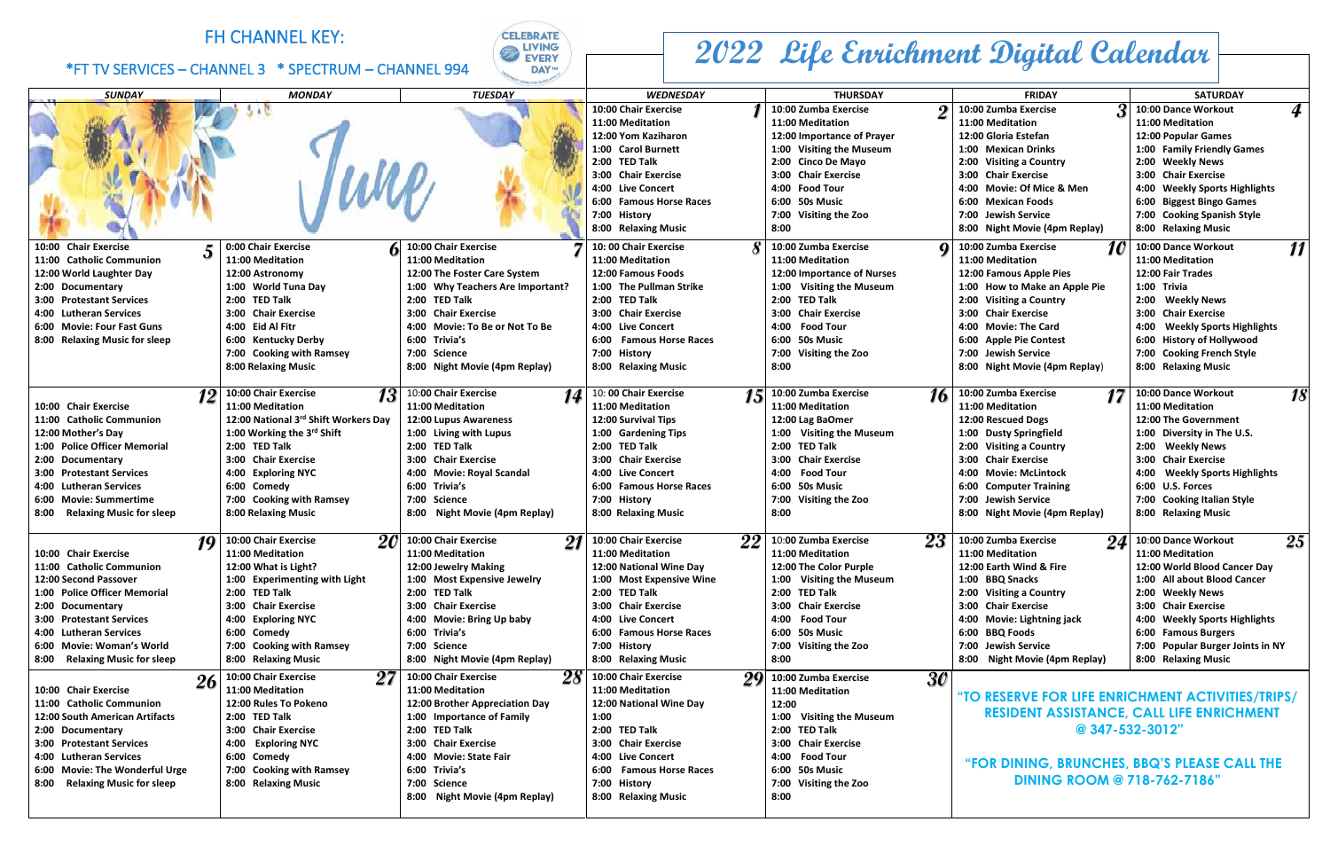FH CHANNEL KEY:

*FT TV SERVICES – CHANNEL 3 * SPECTRUM – CHANNEL 994

CELEBRATE LIVING EVERY DAY™

# 2022 Life Enrichment Digital Calendar

| SUNDAY | MONDAY | TUESDAY | WEDNESDAY | THURSDAY | FRIDAY | SATURDAY |
|---|---|---|---|---|---|---|
| June | | | **1** 10:00 Chair Exercise<br>11:00 Meditation<br>12:00 Yom Kaziharon<br>1:00 Carol Burnett<br>2:00 TED Talk<br>3:00 Chair Exercise<br>4:00 Live Concert<br>6:00 Famous Horse Races<br>7:00 History<br>8:00 Relaxing Music | **2** 10:00 Zumba Exercise<br>11:00 Meditation<br>12:00 Importance of Prayer<br>1:00 Visiting the Museum<br>2:00 Cinco De Mayo<br>3:00 Chair Exercise<br>4:00 Food Tour<br>6:00 50s Music<br>7:00 Visiting the Zoo<br>8:00 | **3** 10:00 Zumba Exercise<br>11:00 Meditation<br>12:00 Gloria Estefan<br>1:00 Mexican Drinks<br>2:00 Visiting a Country<br>3:00 Chair Exercise<br>4:00 Movie: Of Mice & Men<br>6:00 Mexican Foods<br>7:00 Jewish Service<br>8:00 Night Movie (4pm Replay) | **4** 10:00 Dance Workout<br>11:00 Meditation<br>12:00 Popular Games<br>1:00 Family Friendly Games<br>2:00 Weekly News<br>3:00 Chair Exercise<br>4:00 Weekly Sports Highlights<br>6:00 Biggest Bingo Games<br>7:00 Cooking Spanish Style<br>8:00 Relaxing Music |
| **5** 10:00 Chair Exercise<br>11:00 Catholic Communion<br>12:00 World Laughter Day<br>2:00 Documentary<br>3:00 Protestant Services<br>4:00 Lutheran Services<br>6:00 Movie: Four Fast Guns<br>8:00 Relaxing Music for sleep | **6** 0:00 Chair Exercise<br>11:00 Meditation<br>12:00 Astronomy<br>1:00 World Tuna Day<br>2:00 TED Talk<br>3:00 Chair Exercise<br>4:00 Eid Al Fitr<br>6:00 Kentucky Derby<br>7:00 Cooking with Ramsey<br>8:00 Relaxing Music | **7** 10:00 Chair Exercise<br>11:00 Meditation<br>12:00 The Foster Care System<br>1:00 Why Teachers Are Important?<br>2:00 TED Talk<br>3:00 Chair Exercise<br>4:00 Movie: To Be or Not To Be<br>6:00 Trivia's<br>7:00 Science<br>8:00 Night Movie (4pm Replay) | **8** 10: 00 Chair Exercise<br>11:00 Meditation<br>12:00 Famous Foods<br>1:00 The Pullman Strike<br>2:00 TED Talk<br>3:00 Chair Exercise<br>4:00 Live Concert<br>6:00 Famous Horse Races<br>7:00 History<br>8:00 Relaxing Music | **9** 10:00 Zumba Exercise<br>11:00 Meditation<br>12:00 Importance of Nurses<br>1:00 Visiting the Museum<br>2:00 TED Talk<br>3:00 Chair Exercise<br>4:00 Food Tour<br>6:00 50s Music<br>7:00 Visiting the Zoo<br>8:00 | **10** 10:00 Zumba Exercise<br>11:00 Meditation<br>12:00 Famous Apple Pies<br>1:00 How to Make an Apple Pie<br>2:00 Visiting a Country<br>3:00 Chair Exercise<br>4:00 Movie: The Card<br>6:00 Apple Pie Contest<br>7:00 Jewish Service<br>8:00 Night Movie (4pm Replay) | **11** 10:00 Dance Workout<br>11:00 Meditation<br>12:00 Fair Trades<br>1:00 Trivia<br>2:00 Weekly News<br>3:00 Chair Exercise<br>4:00 Weekly Sports Highlights<br>6:00 History of Hollywood<br>7:00 Cooking French Style<br>8:00 Relaxing Music |
| **12** 10:00 Chair Exercise<br>11:00 Catholic Communion<br>12:00 Mother's Day<br>1:00 Police Officer Memorial<br>2:00 Documentary<br>3:00 Protestant Services<br>4:00 Lutheran Services<br>6:00 Movie: Summertime<br>8:00 Relaxing Music for sleep | **13** 10:00 Chair Exercise<br>11:00 Meditation<br>12:00 National 3rd Shift Workers Day<br>1:00 Working the 3rd Shift<br>2:00 TED Talk<br>3:00 Chair Exercise<br>4:00 Exploring NYC<br>6:00 Comedy<br>7:00 Cooking with Ramsey<br>8:00 Relaxing Music | **14** 10:00 Chair Exercise<br>11:00 Meditation<br>12:00 Lupus Awareness<br>1:00 Living with Lupus<br>2:00 TED Talk<br>3:00 Chair Exercise<br>4:00 Movie: Royal Scandal<br>6:00 Trivia's<br>7:00 Science<br>8:00 Night Movie (4pm Replay) | **15** 10: 00 Chair Exercise<br>11:00 Meditation<br>12:00 Survival Tips<br>1:00 Gardening Tips<br>2:00 TED Talk<br>3:00 Chair Exercise<br>4:00 Live Concert<br>6:00 Famous Horse Races<br>7:00 History<br>8:00 Relaxing Music | **16** 10:00 Zumba Exercise<br>11:00 Meditation<br>12:00 Lag BaOmer<br>1:00 Visiting the Museum<br>2:00 TED Talk<br>3:00 Chair Exercise<br>4:00 Food Tour<br>6:00 50s Music<br>7:00 Visiting the Zoo<br>8:00 | **17** 10:00 Zumba Exercise<br>11:00 Meditation<br>12:00 Rescued Dogs<br>1:00 Dusty Springfield<br>2:00 Visiting a Country<br>3:00 Chair Exercise<br>4:00 Movie: McLintock<br>6:00 Computer Training<br>7:00 Jewish Service<br>8:00 Night Movie (4pm Replay) | **18** 10:00 Dance Workout<br>11:00 Meditation<br>12:00 The Government<br>1:00 Diversity in The U.S.<br>2:00 Weekly News<br>3:00 Chair Exercise<br>4:00 Weekly Sports Highlights<br>6:00 U.S. Forces<br>7:00 Cooking Italian Style<br>8:00 Relaxing Music |
| **19** 10:00 Chair Exercise<br>11:00 Catholic Communion<br>12:00 Second Passover<br>1:00 Police Officer Memorial<br>2:00 Documentary<br>3:00 Protestant Services<br>4:00 Lutheran Services<br>6:00 Movie: Woman's World<br>8:00 Relaxing Music for sleep | **20** 10:00 Chair Exercise<br>11:00 Meditation<br>12:00 What is Light?<br>1:00 Experimenting with Light<br>2:00 TED Talk<br>3:00 Chair Exercise<br>4:00 Exploring NYC<br>6:00 Comedy<br>7:00 Cooking with Ramsey<br>8:00 Relaxing Music | **21** 10:00 Chair Exercise<br>11:00 Meditation<br>12:00 Jewelry Making<br>1:00 Most Expensive Jewelry<br>2:00 TED Talk<br>3:00 Chair Exercise<br>4:00 Movie: Bring Up baby<br>6:00 Trivia's<br>7:00 Science<br>8:00 Night Movie (4pm Replay) | **22** 10:00 Chair Exercise<br>11:00 Meditation<br>12:00 National Wine Day<br>1:00 Most Expensive Wine<br>2:00 TED Talk<br>3:00 Chair Exercise<br>4:00 Live Concert<br>6:00 Famous Horse Races<br>7:00 History<br>8:00 Relaxing Music | **23** 10:00 Zumba Exercise<br>11:00 Meditation<br>12:00 The Color Purple<br>1:00 Visiting the Museum<br>2:00 TED Talk<br>3:00 Chair Exercise<br>4:00 Food Tour<br>6:00 50s Music<br>7:00 Visiting the Zoo<br>8:00 | **24** 10:00 Zumba Exercise<br>11:00 Meditation<br>12:00 Earth Wind & Fire<br>1:00 BBQ Snacks<br>2:00 Visiting a Country<br>3:00 Chair Exercise<br>4:00 Movie: Lightning jack<br>6:00 BBQ Foods<br>7:00 Jewish Service<br>8:00 Night Movie (4pm Replay) | **25** 10:00 Dance Workout<br>11:00 Meditation<br>12:00 World Blood Cancer Day<br>1:00 All about Blood Cancer<br>2:00 Weekly News<br>3:00 Chair Exercise<br>4:00 Weekly Sports Highlights<br>6:00 Famous Burgers<br>7:00 Popular Burger Joints in NY<br>8:00 Relaxing Music |
| **26** 10:00 Chair Exercise<br>11:00 Catholic Communion<br>12:00 South American Artifacts<br>2:00 Documentary<br>3:00 Protestant Services<br>4:00 Lutheran Services<br>6:00 Movie: The Wonderful Urge<br>8:00 Relaxing Music for sleep | **27** 10:00 Chair Exercise<br>11:00 Meditation<br>12:00 Rules To Pokeno<br>2:00 TED Talk<br>3:00 Chair Exercise<br>4:00 Exploring NYC<br>6:00 Comedy<br>7:00 Cooking with Ramsey<br>8:00 Relaxing Music | **28** 10:00 Chair Exercise<br>11:00 Meditation<br>12:00 Brother Appreciation Day<br>1:00 Importance of Family<br>2:00 TED Talk<br>3:00 Chair Exercise<br>4:00 Movie: State Fair<br>6:00 Trivia's<br>7:00 Science<br>8:00 Night Movie (4pm Replay) | **29** 10:00 Chair Exercise<br>11:00 Meditation<br>12:00 National Wine Day<br>1:00<br>2:00 TED Talk<br>3:00 Chair Exercise<br>4:00 Live Concert<br>6:00 Famous Horse Races<br>7:00 History<br>8:00 Relaxing Music | **30** 10:00 Zumba Exercise<br>11:00 Meditation<br>12:00<br>1:00 Visiting the Museum<br>2:00 TED Talk<br>3:00 Chair Exercise<br>4:00 Food Tour<br>6:00 50s Music<br>7:00 Visiting the Zoo<br>8:00 | "TO RESERVE FOR LIFE ENRICHMENT ACTIVITIES/TRIPS/ RESIDENT ASSISTANCE, CALL LIFE ENRICHMENT @ 347-532-3012"<br><br>"FOR DINING, BRUNCHES, BBQ'S PLEASE CALL THE DINING ROOM @ 718-762-7186" | |